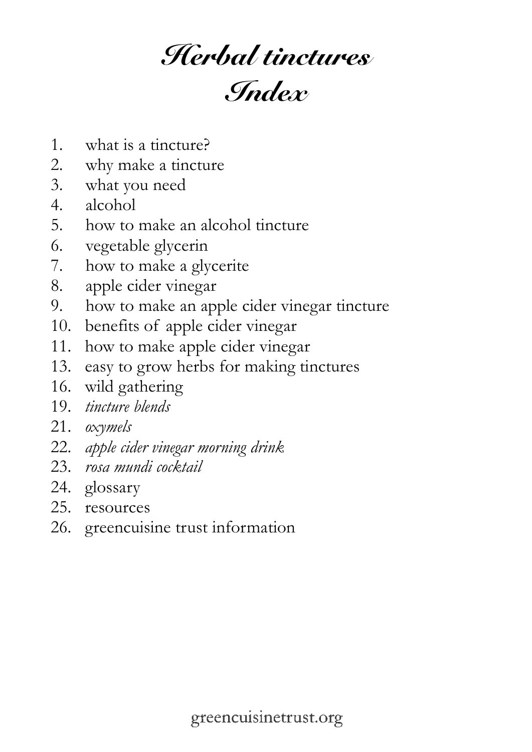# Herbal tinctures
# Index

1. what is a tincture?
2. why make a tincture
3. what you need
4. alcohol
5. how to make an alcohol tincture
6. vegetable glycerin
7. how to make a glycerite
8. apple cider vinegar
9. how to make an apple cider vinegar tincture
10. benefits of apple cider vinegar
11. how to make apple cider vinegar
13. easy to grow herbs for making tinctures
16. wild gathering
19. *tincture blends*
21. *oxymels*
22. *apple cider vinegar morning drink*
23. *rosa mundi cocktail*
24. glossary
25. resources
26. greencuisine trust information

greencuisinetrust.org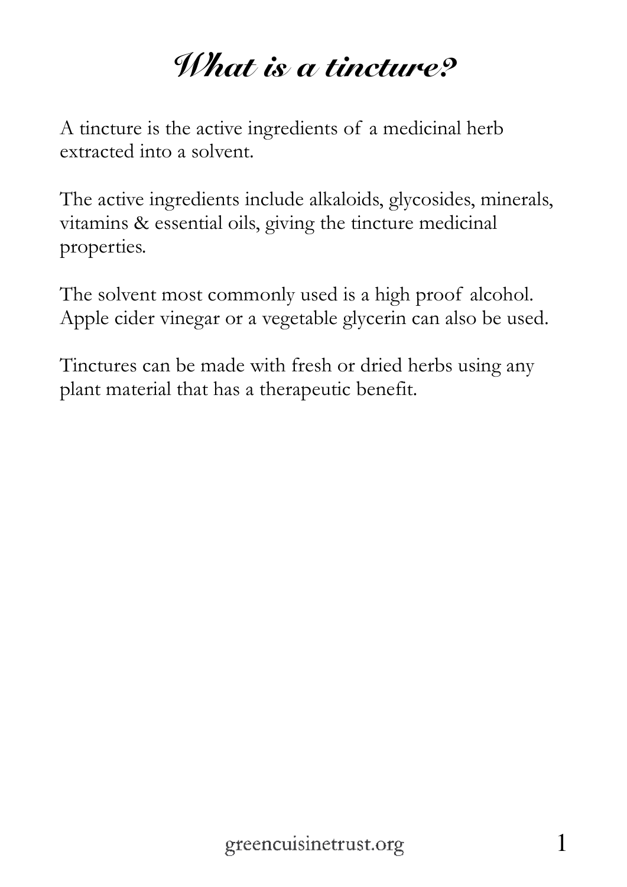# *What is a tincture?*

A tincture is the active ingredients of a medicinal herb extracted into a solvent.

The active ingredients include alkaloids, glycosides, minerals, vitamins & essential oils, giving the tincture medicinal properties.

The solvent most commonly used is a high proof alcohol. Apple cider vinegar or a vegetable glycerin can also be used.

Tinctures can be made with fresh or dried herbs using any plant material that has a therapeutic benefit.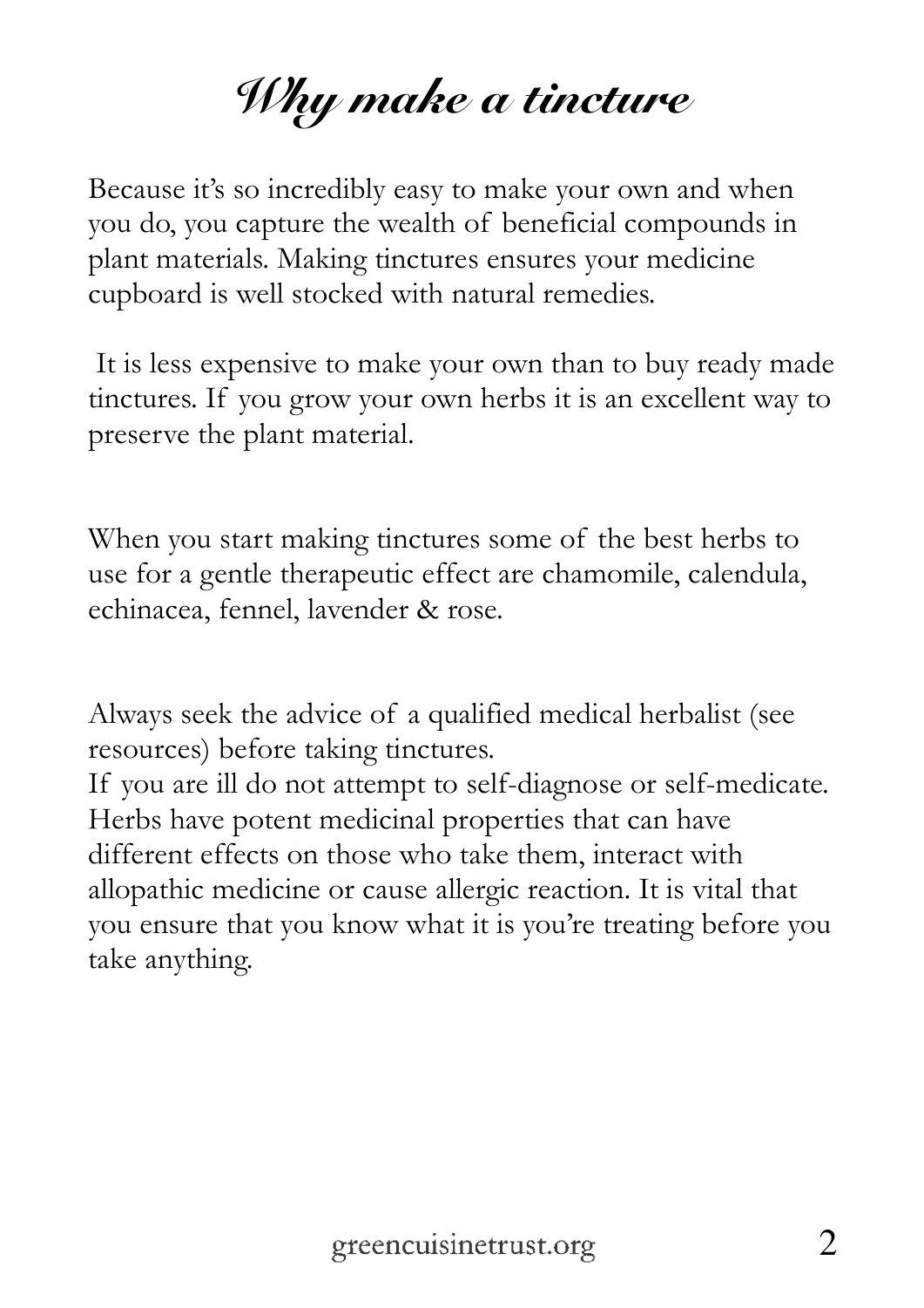# Why make a tincture

Because it's so incredibly easy to make your own and when you do, you capture the wealth of beneficial compounds in plant materials. Making tinctures ensures your medicine cupboard is well stocked with natural remedies.

It is less expensive to make your own than to buy ready made tinctures. If you grow your own herbs it is an excellent way to preserve the plant material.

When you start making tinctures some of the best herbs to use for a gentle therapeutic effect are chamomile, calendula, echinacea, fennel, lavender & rose.

Always seek the advice of a qualified medical herbalist (see resources) before taking tinctures.
If you are ill do not attempt to self-diagnose or self-medicate. Herbs have potent medicinal properties that can have different effects on those who take them, interact with allopathic medicine or cause allergic reaction. It is vital that you ensure that you know what it is you're treating before you take anything.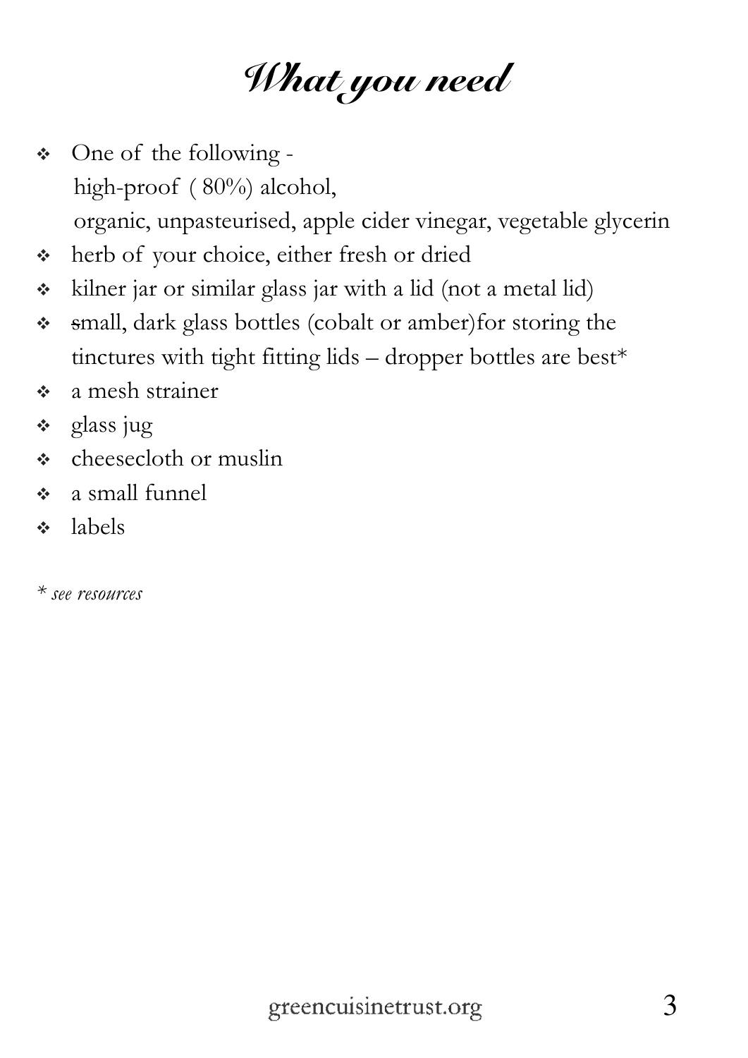# What you need

- One of the following -
  high-proof ( 80%) alcohol,
  organic, unpasteurised, apple cider vinegar, vegetable glycerin
- herb of your choice, either fresh or dried
- kilner jar or similar glass jar with a lid (not a metal lid)
- small, dark glass bottles (cobalt or amber)for storing the tinctures with tight fitting lids – dropper bottles are best*
- a mesh strainer
- glass jug
- cheesecloth or muslin
- a small funnel
- labels

*\* see resources*

greencuisinetrust.org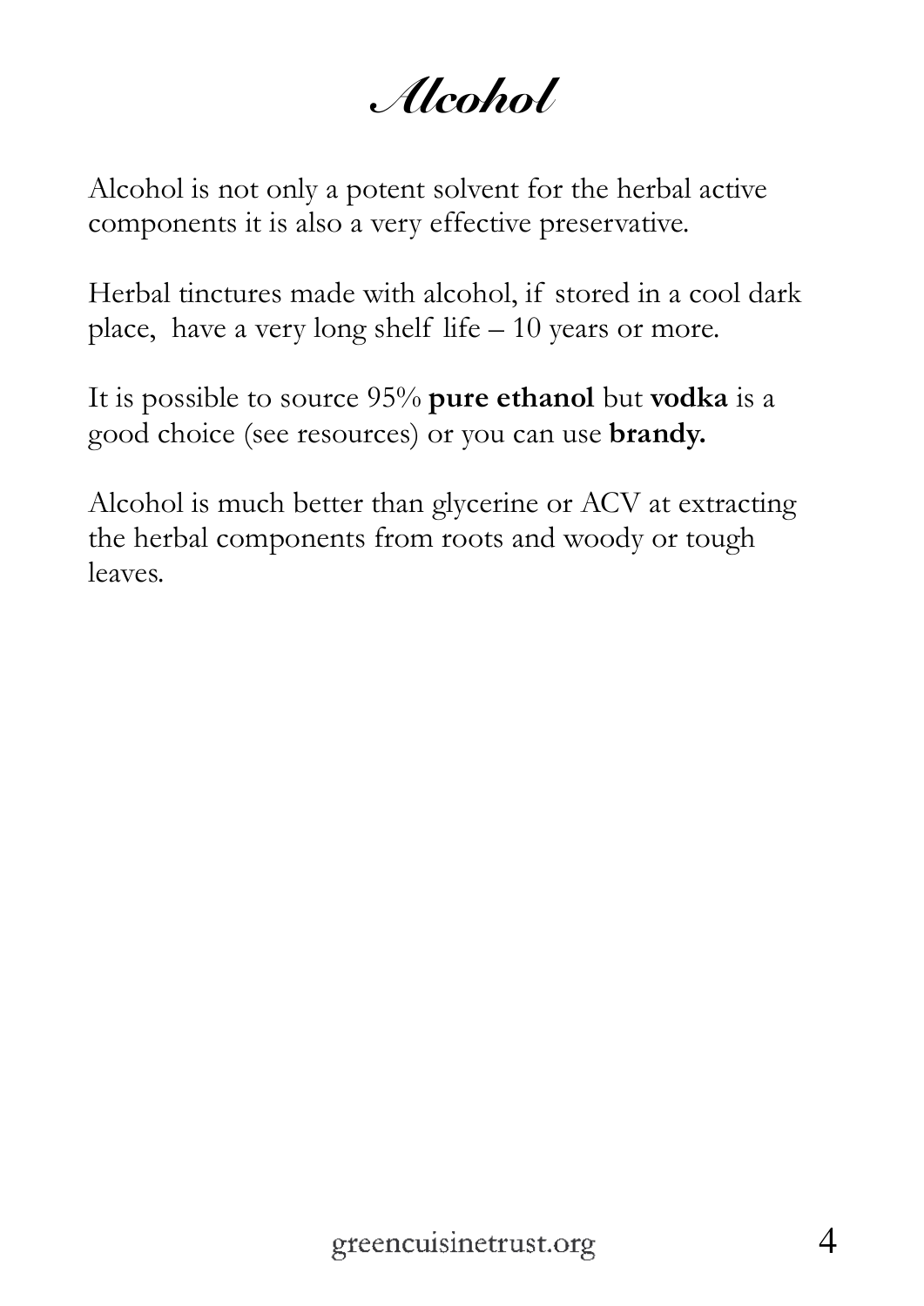# *Alcohol*

Alcohol is not only a potent solvent for the herbal active components it is also a very effective preservative.

Herbal tinctures made with alcohol, if stored in a cool dark place, have a very long shelf life – 10 years or more.

It is possible to source 95% **pure ethanol** but **vodka** is a good choice (see resources) or you can use **brandy.**

Alcohol is much better than glycerine or ACV at extracting the herbal components from roots and woody or tough leaves.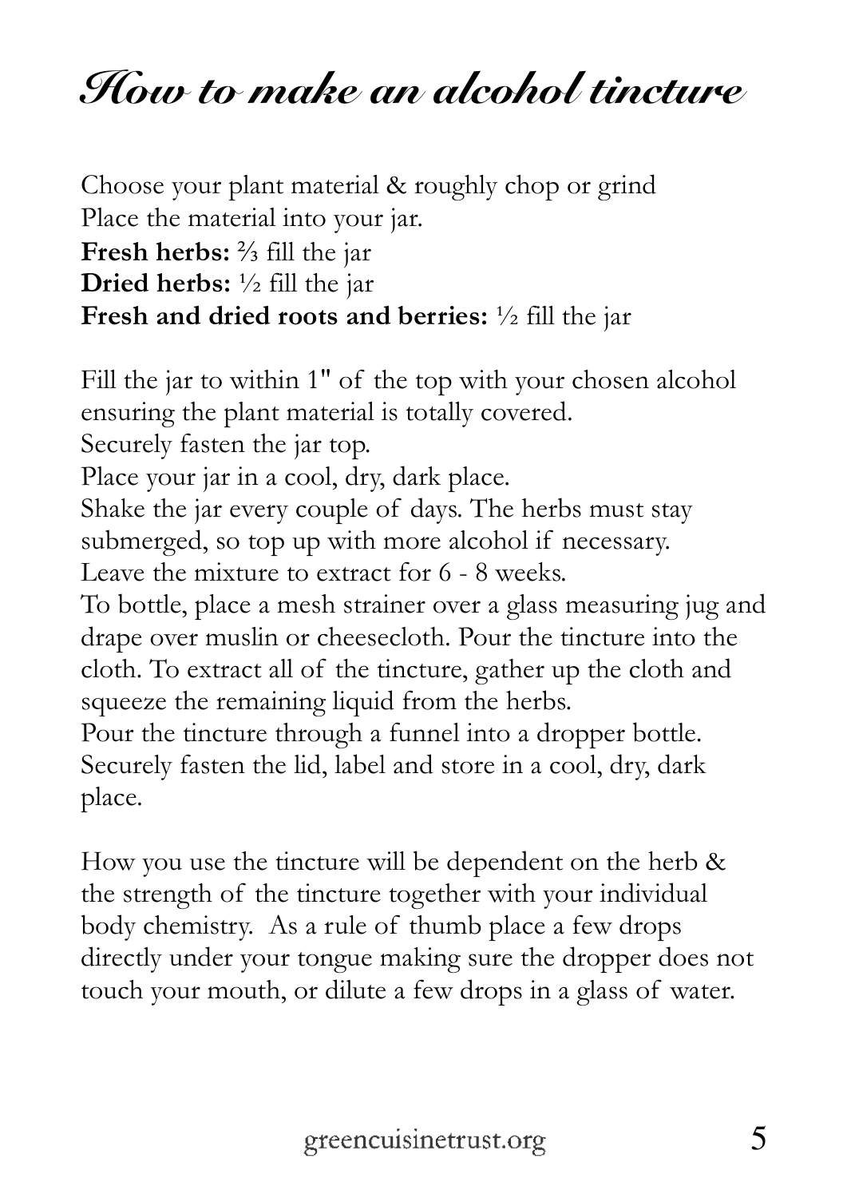# How to make an alcohol tincture

Choose your plant material & roughly chop or grind
Place the material into your jar.
**Fresh herbs:** ⅔ fill the jar
**Dried herbs:** ½ fill the jar
**Fresh and dried roots and berries:** ½ fill the jar

Fill the jar to within 1" of the top with your chosen alcohol ensuring the plant material is totally covered.
Securely fasten the jar top.
Place your jar in a cool, dry, dark place.
Shake the jar every couple of days. The herbs must stay submerged, so top up with more alcohol if necessary.
Leave the mixture to extract for 6 - 8 weeks.
To bottle, place a mesh strainer over a glass measuring jug and drape over muslin or cheesecloth. Pour the tincture into the cloth. To extract all of the tincture, gather up the cloth and squeeze the remaining liquid from the herbs.
Pour the tincture through a funnel into a dropper bottle.
Securely fasten the lid, label and store in a cool, dry, dark place.

How you use the tincture will be dependent on the herb & the strength of the tincture together with your individual body chemistry. As a rule of thumb place a few drops directly under your tongue making sure the dropper does not touch your mouth, or dilute a few drops in a glass of water.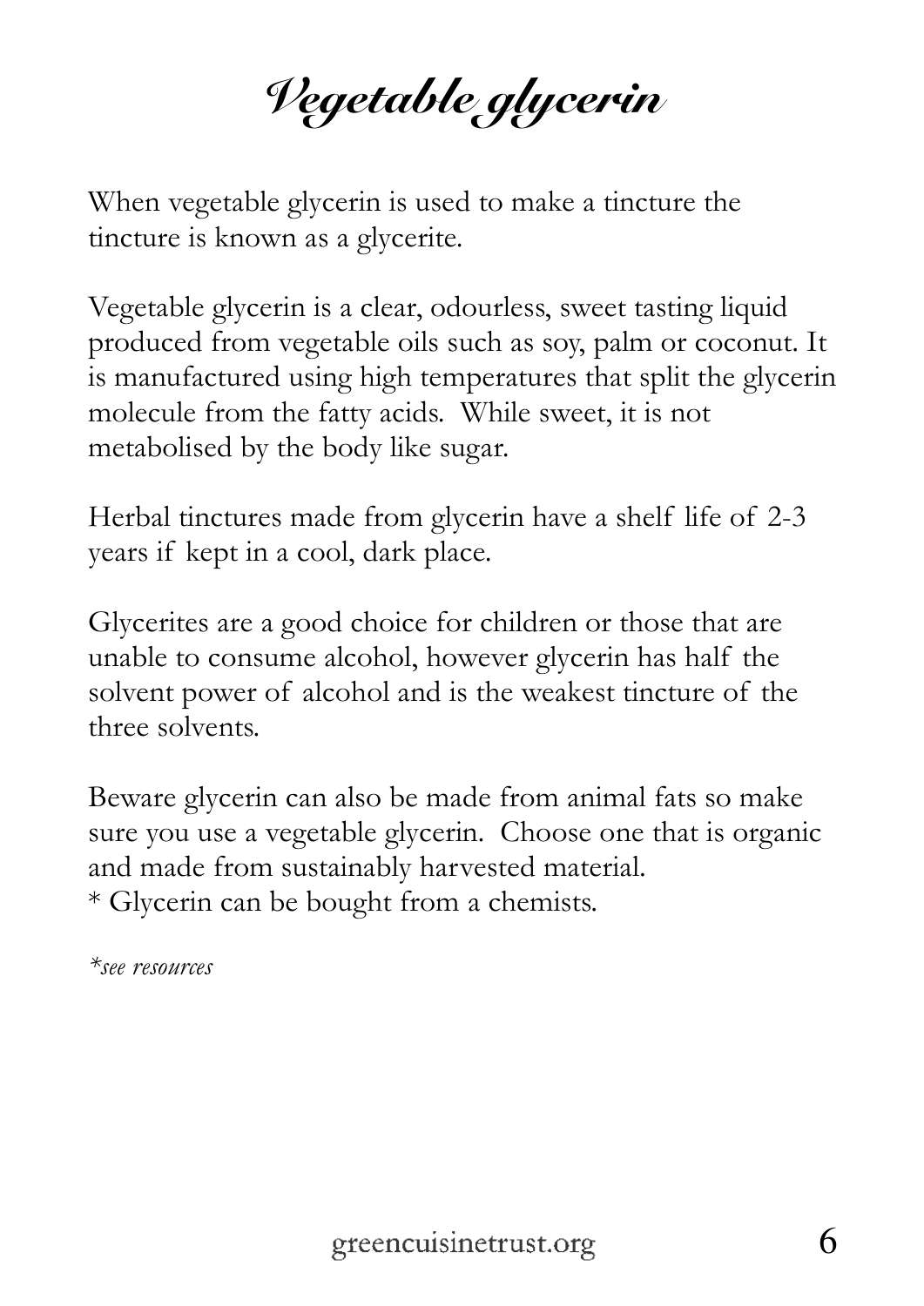# *Vegetable glycerin*

When vegetable glycerin is used to make a tincture the tincture is known as a glycerite.

Vegetable glycerin is a clear, odourless, sweet tasting liquid produced from vegetable oils such as soy, palm or coconut. It is manufactured using high temperatures that split the glycerin molecule from the fatty acids. While sweet, it is not metabolised by the body like sugar.

Herbal tinctures made from glycerin have a shelf life of 2-3 years if kept in a cool, dark place.

Glycerites are a good choice for children or those that are unable to consume alcohol, however glycerin has half the solvent power of alcohol and is the weakest tincture of the three solvents.

Beware glycerin can also be made from animal fats so make sure you use a vegetable glycerin. Choose one that is organic and made from sustainably harvested material.
* Glycerin can be bought from a chemists.

*\*see resources*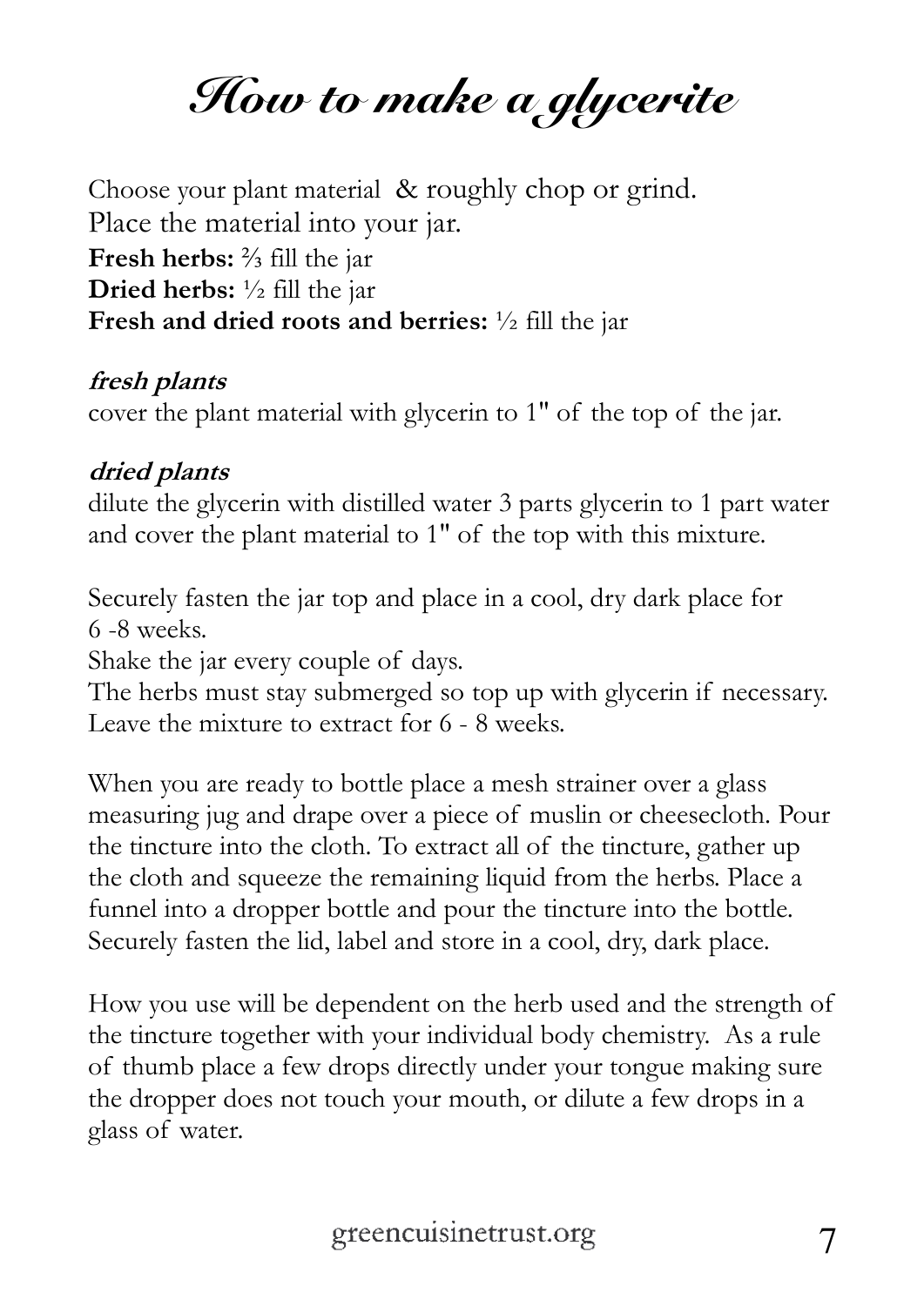# How to make a glycerite

Choose your plant material & roughly chop or grind.
Place the material into your jar.
**Fresh herbs:** ⅔ fill the jar
**Dried herbs:** ½ fill the jar
**Fresh and dried roots and berries:** ½ fill the jar

***fresh plants***
cover the plant material with glycerin to 1" of the top of the jar.

***dried plants***
dilute the glycerin with distilled water 3 parts glycerin to 1 part water and cover the plant material to 1" of the top with this mixture.

Securely fasten the jar top and place in a cool, dry dark place for 6 -8 weeks.
Shake the jar every couple of days.
The herbs must stay submerged so top up with glycerin if necessary.
Leave the mixture to extract for 6 - 8 weeks.

When you are ready to bottle place a mesh strainer over a glass measuring jug and drape over a piece of muslin or cheesecloth. Pour the tincture into the cloth. To extract all of the tincture, gather up the cloth and squeeze the remaining liquid from the herbs. Place a funnel into a dropper bottle and pour the tincture into the bottle. Securely fasten the lid, label and store in a cool, dry, dark place.

How you use will be dependent on the herb used and the strength of the tincture together with your individual body chemistry. As a rule of thumb place a few drops directly under your tongue making sure the dropper does not touch your mouth, or dilute a few drops in a glass of water.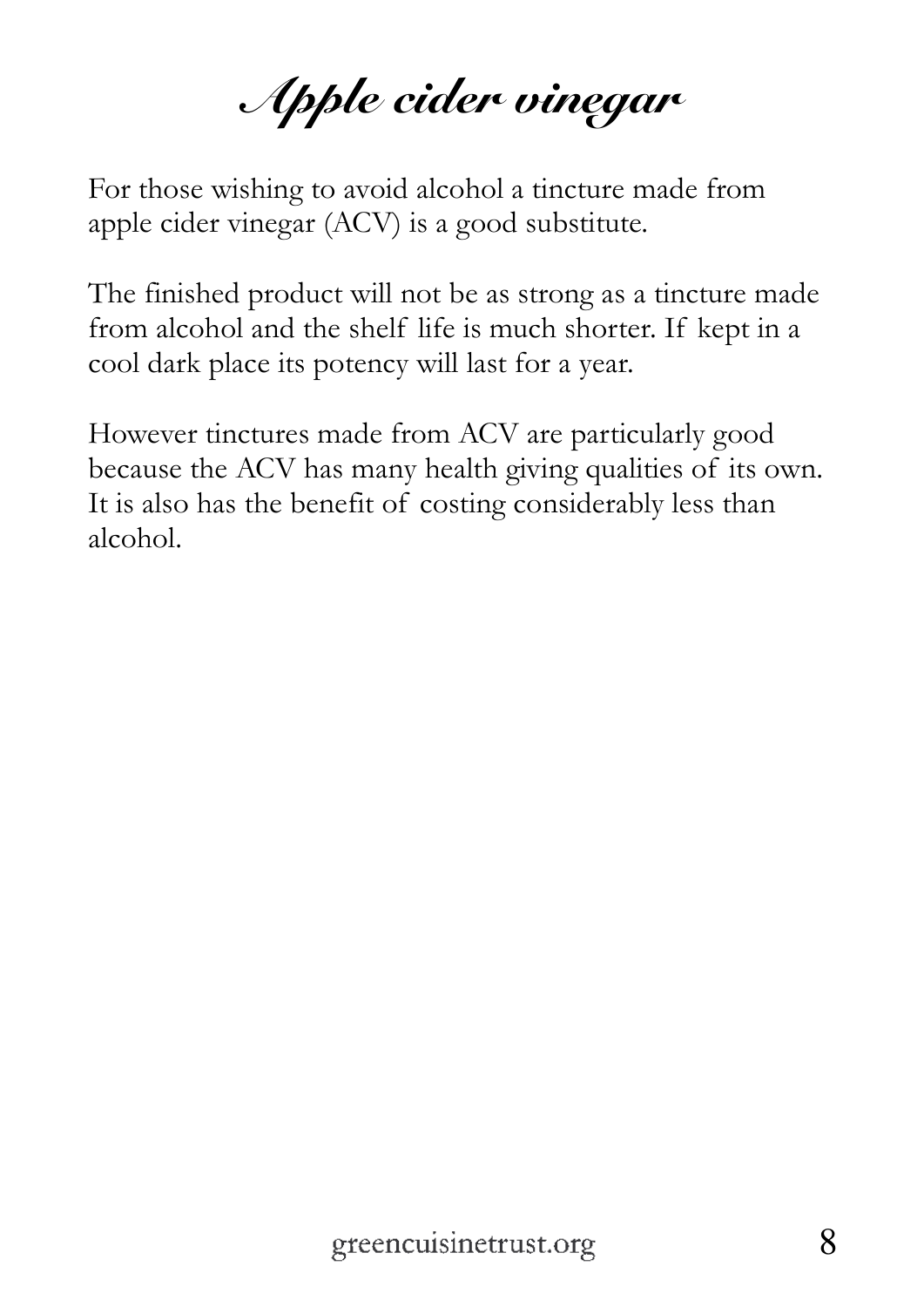# Apple cider vinegar

For those wishing to avoid alcohol a tincture made from apple cider vinegar (ACV) is a good substitute.

The finished product will not be as strong as a tincture made from alcohol and the shelf life is much shorter. If kept in a cool dark place its potency will last for a year.

However tinctures made from ACV are particularly good because the ACV has many health giving qualities of its own. It is also has the benefit of costing considerably less than alcohol.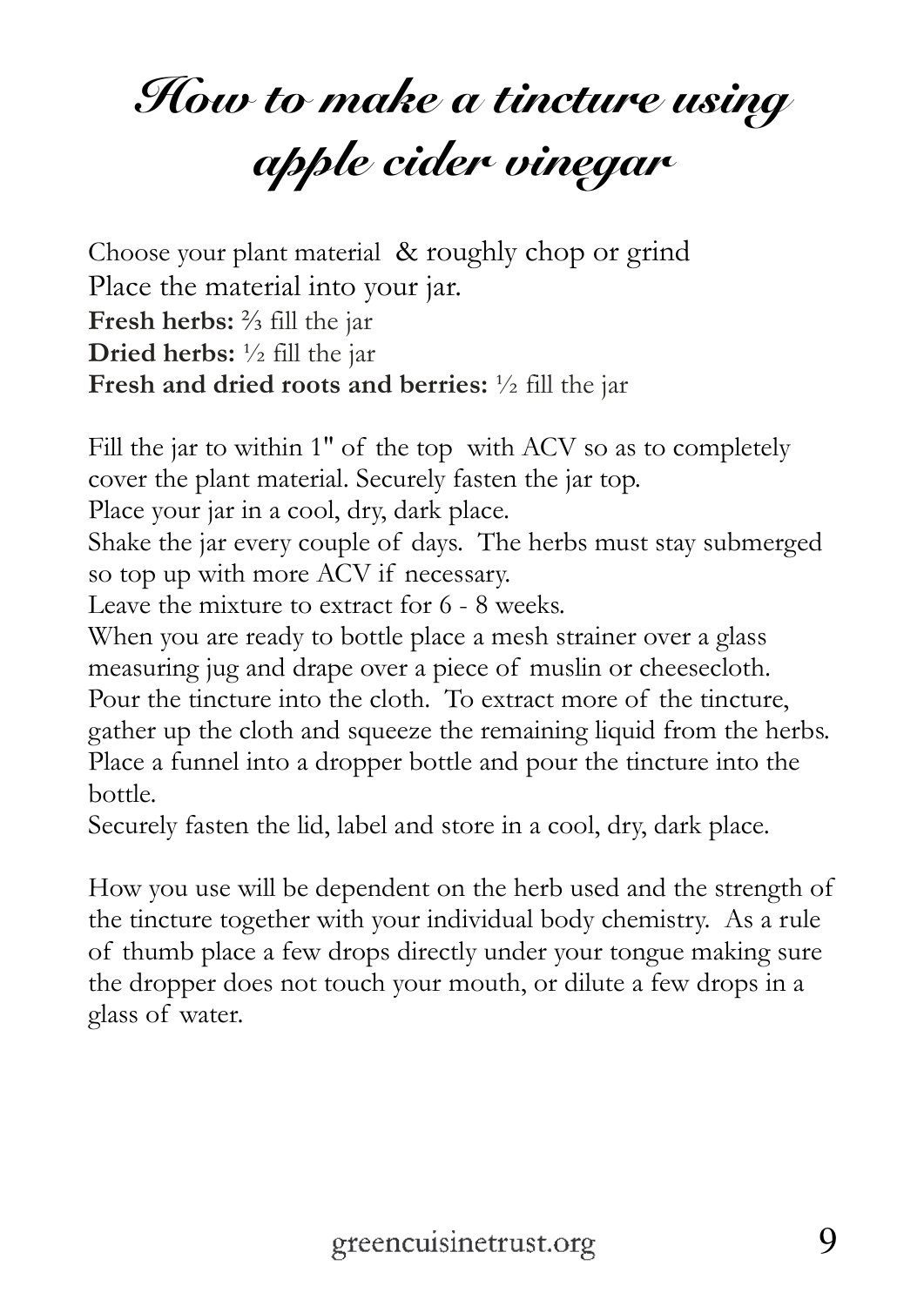# How to make a tincture using apple cider vinegar

Choose your plant material & roughly chop or grind
Place the material into your jar.
**Fresh herbs:** ⅔ fill the jar
**Dried herbs:** ½ fill the jar
**Fresh and dried roots and berries:** ½ fill the jar

Fill the jar to within 1" of the top with ACV so as to completely cover the plant material. Securely fasten the jar top.
Place your jar in a cool, dry, dark place.
Shake the jar every couple of days. The herbs must stay submerged so top up with more ACV if necessary.
Leave the mixture to extract for 6 - 8 weeks.
When you are ready to bottle place a mesh strainer over a glass measuring jug and drape over a piece of muslin or cheesecloth.
Pour the tincture into the cloth. To extract more of the tincture, gather up the cloth and squeeze the remaining liquid from the herbs.
Place a funnel into a dropper bottle and pour the tincture into the bottle.
Securely fasten the lid, label and store in a cool, dry, dark place.

How you use will be dependent on the herb used and the strength of the tincture together with your individual body chemistry. As a rule of thumb place a few drops directly under your tongue making sure the dropper does not touch your mouth, or dilute a few drops in a glass of water.

greencuisinetrust.org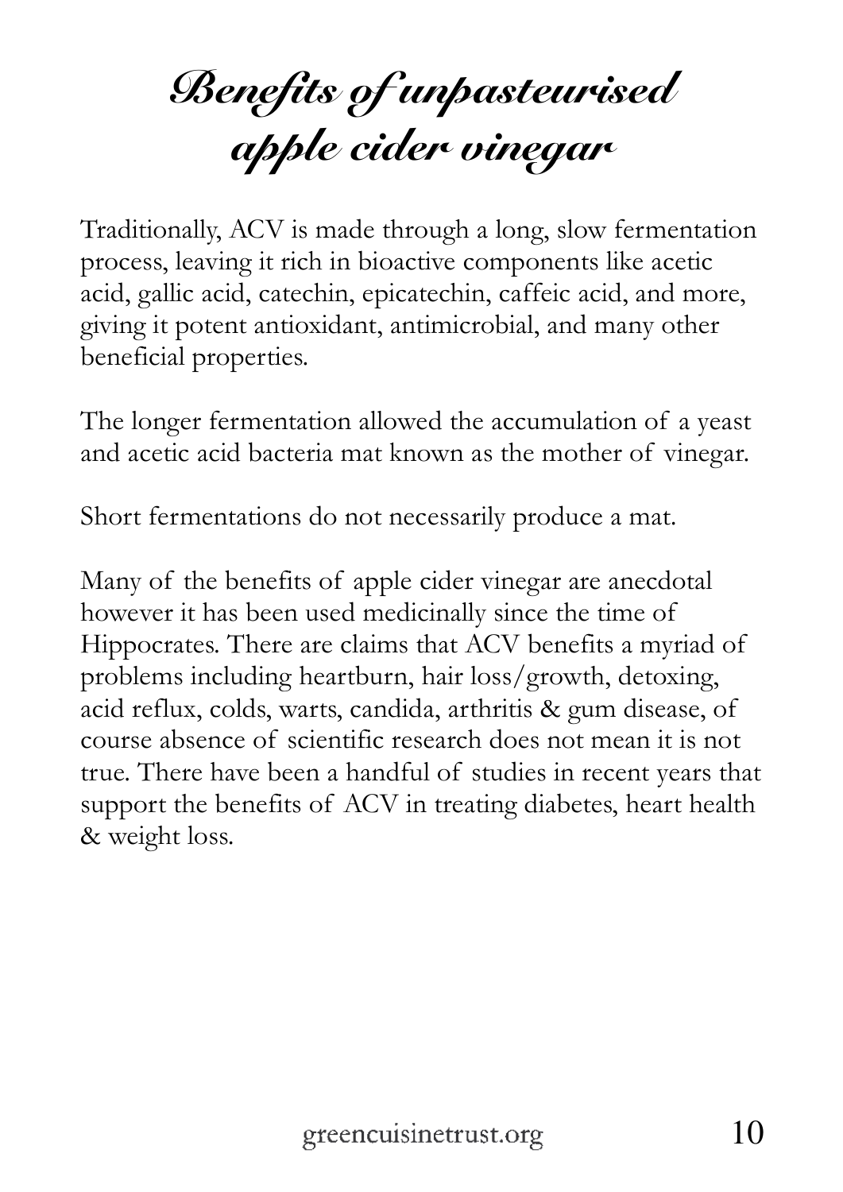# *Benefits of unpasteurised apple cider vinegar*

Traditionally, ACV is made through a long, slow fermentation process, leaving it rich in bioactive components like acetic acid, gallic acid, catechin, epicatechin, caffeic acid, and more, giving it potent antioxidant, antimicrobial, and many other beneficial properties.

The longer fermentation allowed the accumulation of a yeast and acetic acid bacteria mat known as the mother of vinegar.

Short fermentations do not necessarily produce a mat.

Many of the benefits of apple cider vinegar are anecdotal however it has been used medicinally since the time of Hippocrates. There are claims that ACV benefits a myriad of problems including heartburn, hair loss/growth, detoxing, acid reflux, colds, warts, candida, arthritis & gum disease, of course absence of scientific research does not mean it is not true. There have been a handful of studies in recent years that support the benefits of ACV in treating diabetes, heart health & weight loss.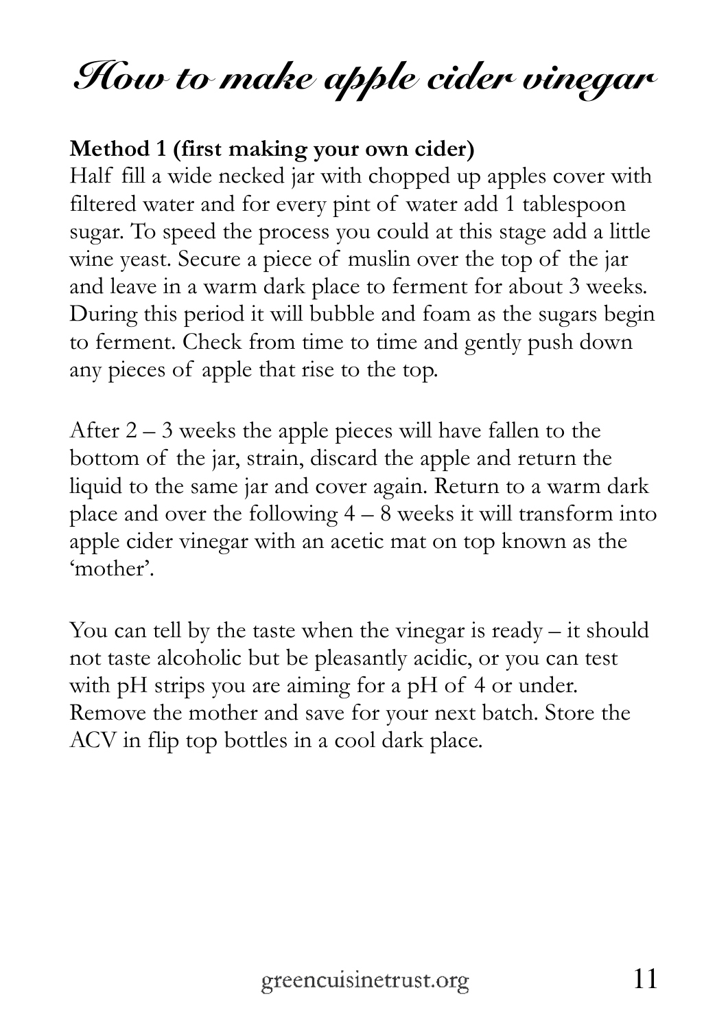# How to make apple cider vinegar

**Method 1 (first making your own cider)**

Half fill a wide necked jar with chopped up apples cover with filtered water and for every pint of water add 1 tablespoon sugar. To speed the process you could at this stage add a little wine yeast. Secure a piece of muslin over the top of the jar and leave in a warm dark place to ferment for about 3 weeks. During this period it will bubble and foam as the sugars begin to ferment. Check from time to time and gently push down any pieces of apple that rise to the top.

After 2 – 3 weeks the apple pieces will have fallen to the bottom of the jar, strain, discard the apple and return the liquid to the same jar and cover again. Return to a warm dark place and over the following 4 – 8 weeks it will transform into apple cider vinegar with an acetic mat on top known as the 'mother'.

You can tell by the taste when the vinegar is ready – it should not taste alcoholic but be pleasantly acidic, or you can test with pH strips you are aiming for a pH of 4 or under. Remove the mother and save for your next batch. Store the ACV in flip top bottles in a cool dark place.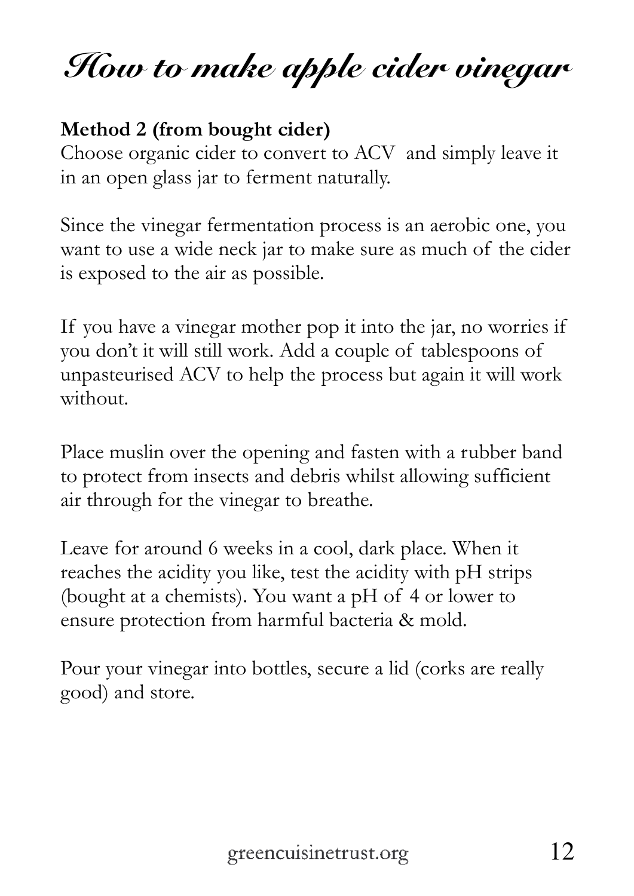# How to make apple cider vinegar

**Method 2 (from bought cider)**
Choose organic cider to convert to ACV  and simply leave it in an open glass jar to ferment naturally.

Since the vinegar fermentation process is an aerobic one, you want to use a wide neck jar to make sure as much of the cider is exposed to the air as possible.

If you have a vinegar mother pop it into the jar, no worries if you don't it will still work. Add a couple of tablespoons of unpasteurised ACV to help the process but again it will work without.

Place muslin over the opening and fasten with a rubber band to protect from insects and debris whilst allowing sufficient air through for the vinegar to breathe.

Leave for around 6 weeks in a cool, dark place. When it reaches the acidity you like, test the acidity with pH strips (bought at a chemists). You want a pH of 4 or lower to ensure protection from harmful bacteria & mold.

Pour your vinegar into bottles, secure a lid (corks are really good) and store.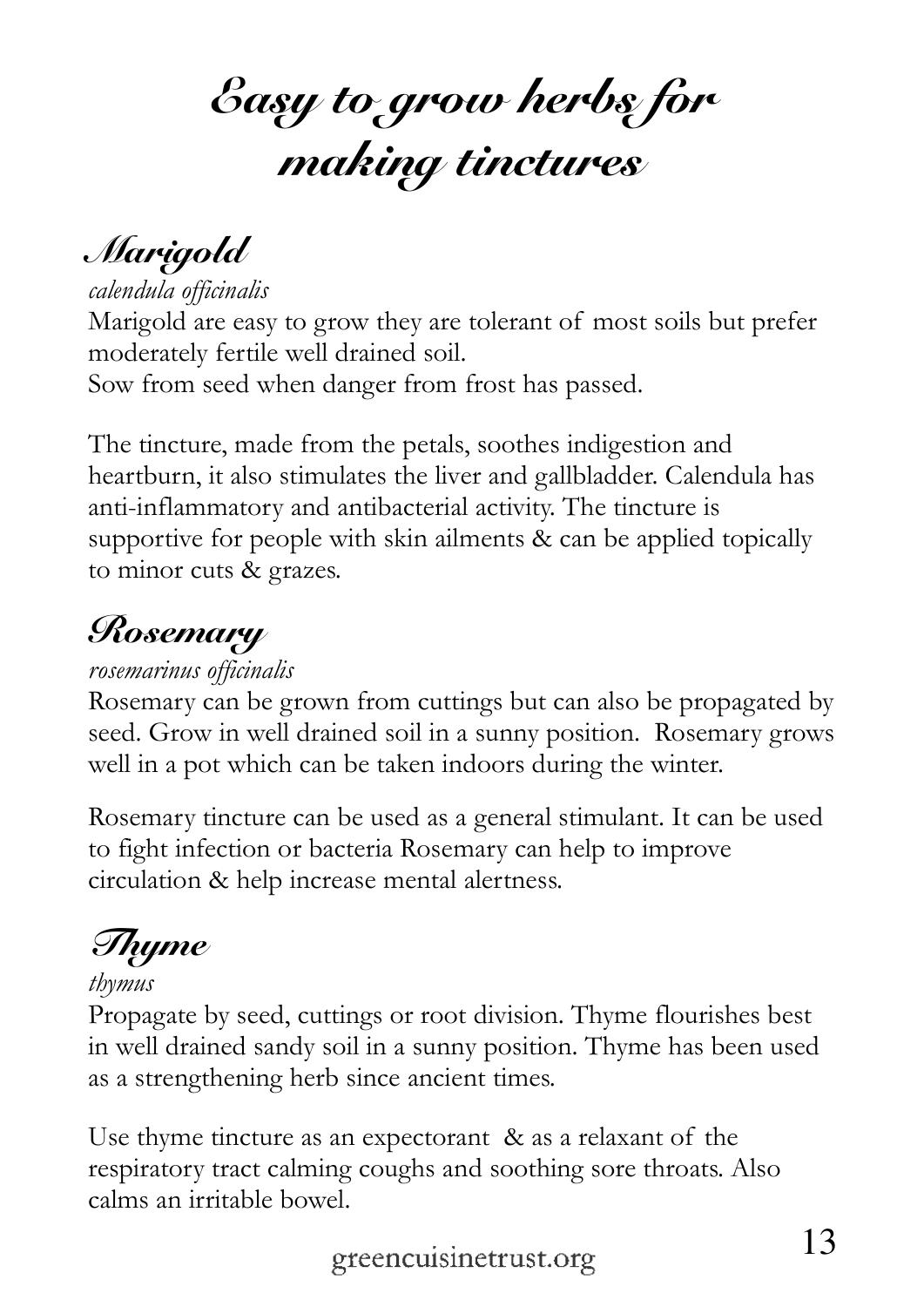# Easy to grow herbs for making tinctures

## Marigold

*calendula officinalis*

Marigold are easy to grow they are tolerant of most soils but prefer moderately fertile well drained soil.
Sow from seed when danger from frost has passed.

The tincture, made from the petals, soothes indigestion and heartburn, it also stimulates the liver and gallbladder. Calendula has anti-inflammatory and antibacterial activity. The tincture is supportive for people with skin ailments & can be applied topically to minor cuts & grazes.

## Rosemary

*rosemarinus officinalis*

Rosemary can be grown from cuttings but can also be propagated by seed. Grow in well drained soil in a sunny position. Rosemary grows well in a pot which can be taken indoors during the winter.

Rosemary tincture can be used as a general stimulant. It can be used to fight infection or bacteria Rosemary can help to improve circulation & help increase mental alertness.

## Thyme

*thymus*

Propagate by seed, cuttings or root division. Thyme flourishes best in well drained sandy soil in a sunny position. Thyme has been used as a strengthening herb since ancient times.

Use thyme tincture as an expectorant & as a relaxant of the respiratory tract calming coughs and soothing sore throats. Also calms an irritable bowel.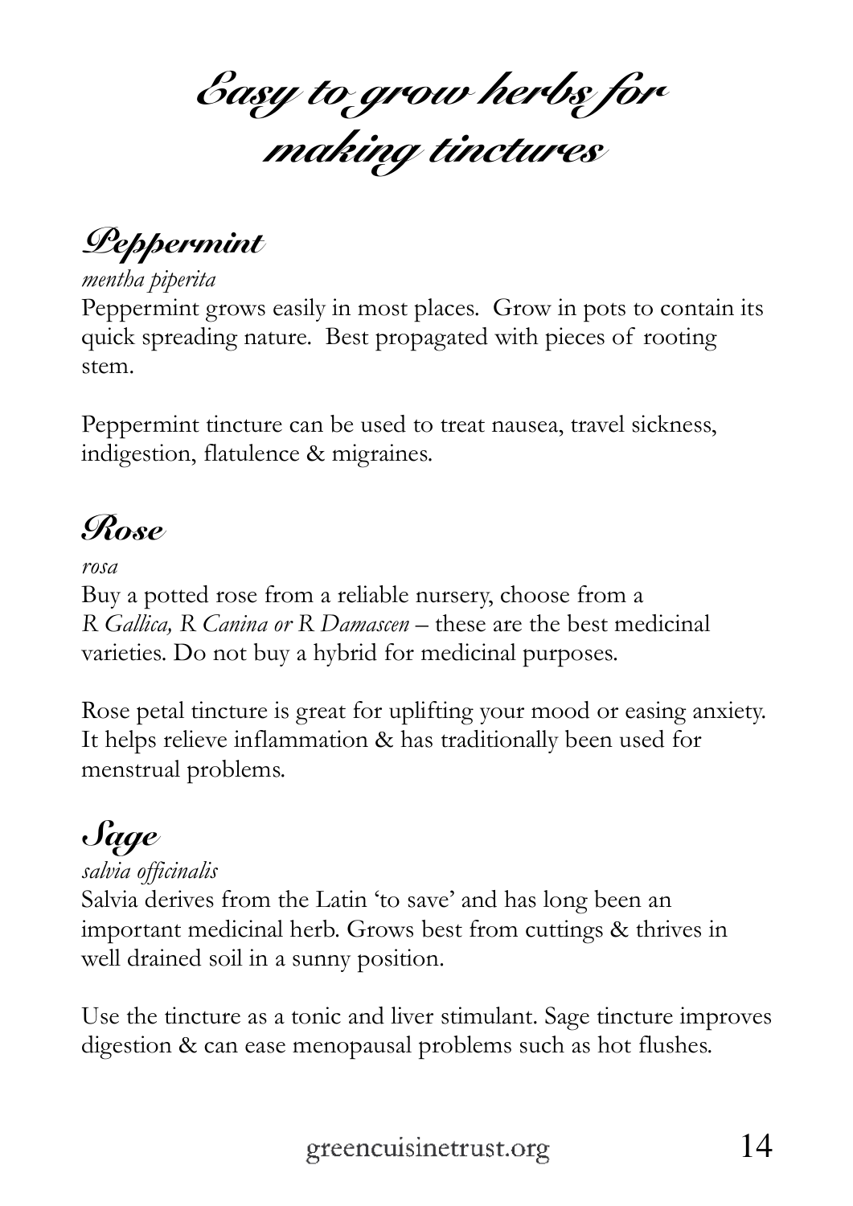# Easy to grow herbs for making tinctures

## Peppermint

*mentha piperita*

Peppermint grows easily in most places. Grow in pots to contain its quick spreading nature. Best propagated with pieces of rooting stem.

Peppermint tincture can be used to treat nausea, travel sickness, indigestion, flatulence & migraines.

## Rose

*rosa*

Buy a potted rose from a reliable nursery, choose from a *R Gallica, R Canina or R Damascen* – these are the best medicinal varieties. Do not buy a hybrid for medicinal purposes.

Rose petal tincture is great for uplifting your mood or easing anxiety. It helps relieve inflammation & has traditionally been used for menstrual problems.

## Sage

*salvia officinalis*

Salvia derives from the Latin 'to save' and has long been an important medicinal herb. Grows best from cuttings & thrives in well drained soil in a sunny position.

Use the tincture as a tonic and liver stimulant. Sage tincture improves digestion & can ease menopausal problems such as hot flushes.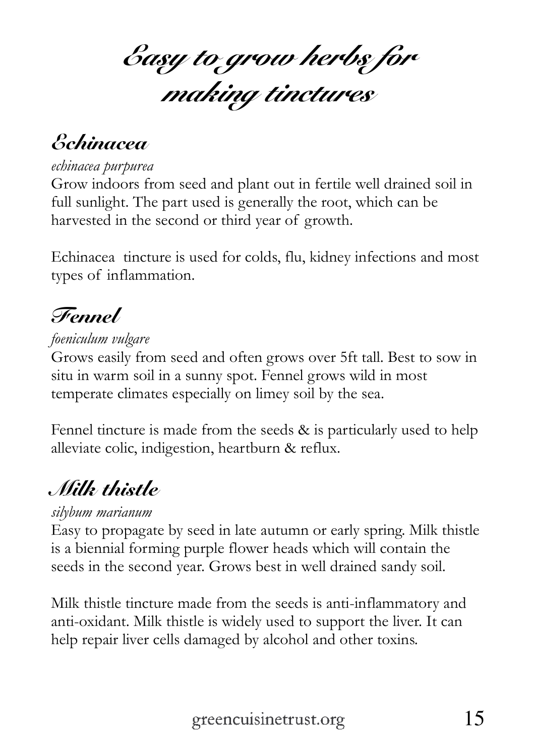# Easy to grow herbs for making tinctures

## Echinacea

*echinacea purpurea*

Grow indoors from seed and plant out in fertile well drained soil in full sunlight. The part used is generally the root, which can be harvested in the second or third year of growth.

Echinacea tincture is used for colds, flu, kidney infections and most types of inflammation.

## Fennel

*foeniculum vulgare*

Grows easily from seed and often grows over 5ft tall. Best to sow in situ in warm soil in a sunny spot. Fennel grows wild in most temperate climates especially on limey soil by the sea.

Fennel tincture is made from the seeds & is particularly used to help alleviate colic, indigestion, heartburn & reflux.

## Milk thistle

*silybum marianum*

Easy to propagate by seed in late autumn or early spring. Milk thistle is a biennial forming purple flower heads which will contain the seeds in the second year. Grows best in well drained sandy soil.

Milk thistle tincture made from the seeds is anti-inflammatory and anti-oxidant. Milk thistle is widely used to support the liver. It can help repair liver cells damaged by alcohol and other toxins.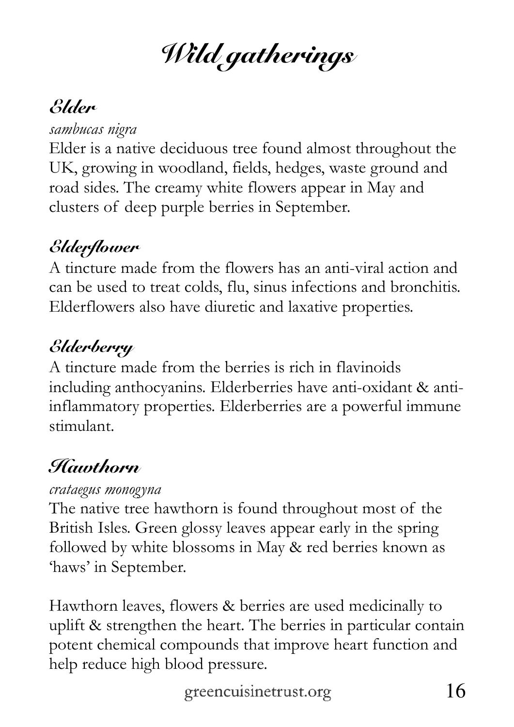# Wild gatherings

## Elder

*sambucas nigra*

Elder is a native deciduous tree found almost throughout the UK, growing in woodland, fields, hedges, waste ground and road sides. The creamy white flowers appear in May and clusters of deep purple berries in September.

## Elderflower

A tincture made from the flowers has an anti-viral action and can be used to treat colds, flu, sinus infections and bronchitis. Elderflowers also have diuretic and laxative properties.

## Elderberry

A tincture made from the berries is rich in flavinoids including anthocyanins. Elderberries have anti-oxidant & anti-inflammatory properties. Elderberries are a powerful immune stimulant.

## Hawthorn

*crataegus monogyna*

The native tree hawthorn is found throughout most of the British Isles. Green glossy leaves appear early in the spring followed by white blossoms in May & red berries known as 'haws' in September.

Hawthorn leaves, flowers & berries are used medicinally to uplift & strengthen the heart. The berries in particular contain potent chemical compounds that improve heart function and help reduce high blood pressure.

greencuisinetrust.org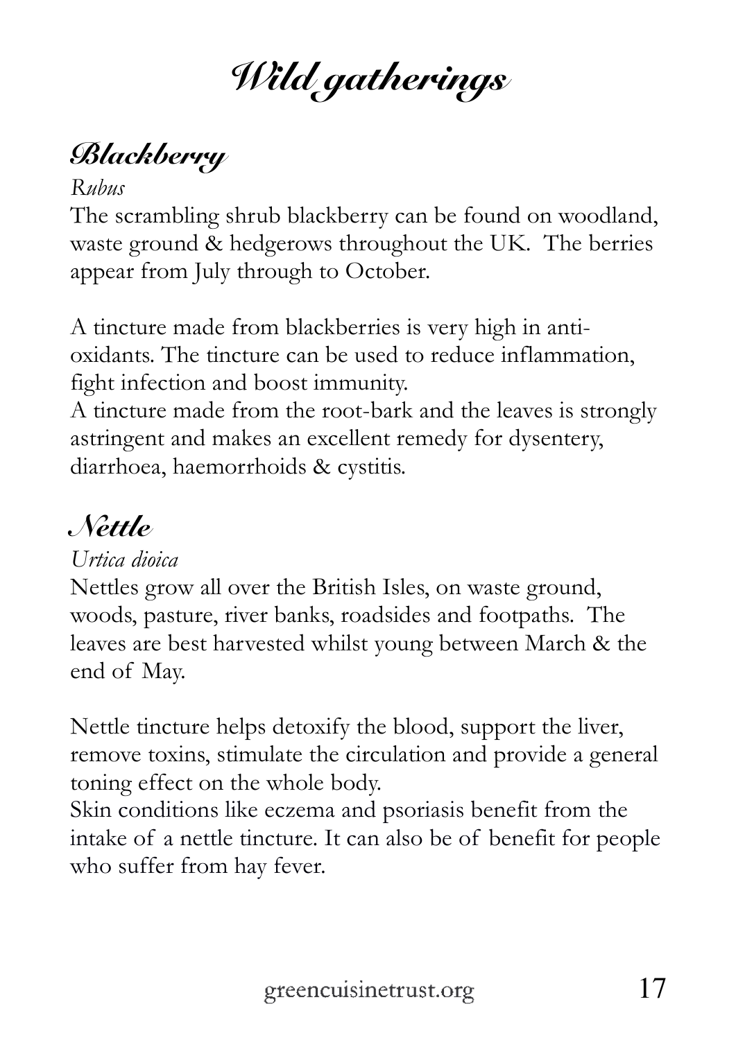# Wild gatherings

## Blackberry

*Rubus*

The scrambling shrub blackberry can be found on woodland, waste ground & hedgerows throughout the UK. The berries appear from July through to October.

A tincture made from blackberries is very high in anti-oxidants. The tincture can be used to reduce inflammation, fight infection and boost immunity.
A tincture made from the root-bark and the leaves is strongly astringent and makes an excellent remedy for dysentery, diarrhoea, haemorrhoids & cystitis.

## Nettle

*Urtica dioica*

Nettles grow all over the British Isles, on waste ground, woods, pasture, river banks, roadsides and footpaths. The leaves are best harvested whilst young between March & the end of May.

Nettle tincture helps detoxify the blood, support the liver, remove toxins, stimulate the circulation and provide a general toning effect on the whole body.
Skin conditions like eczema and psoriasis benefit from the intake of a nettle tincture. It can also be of benefit for people who suffer from hay fever.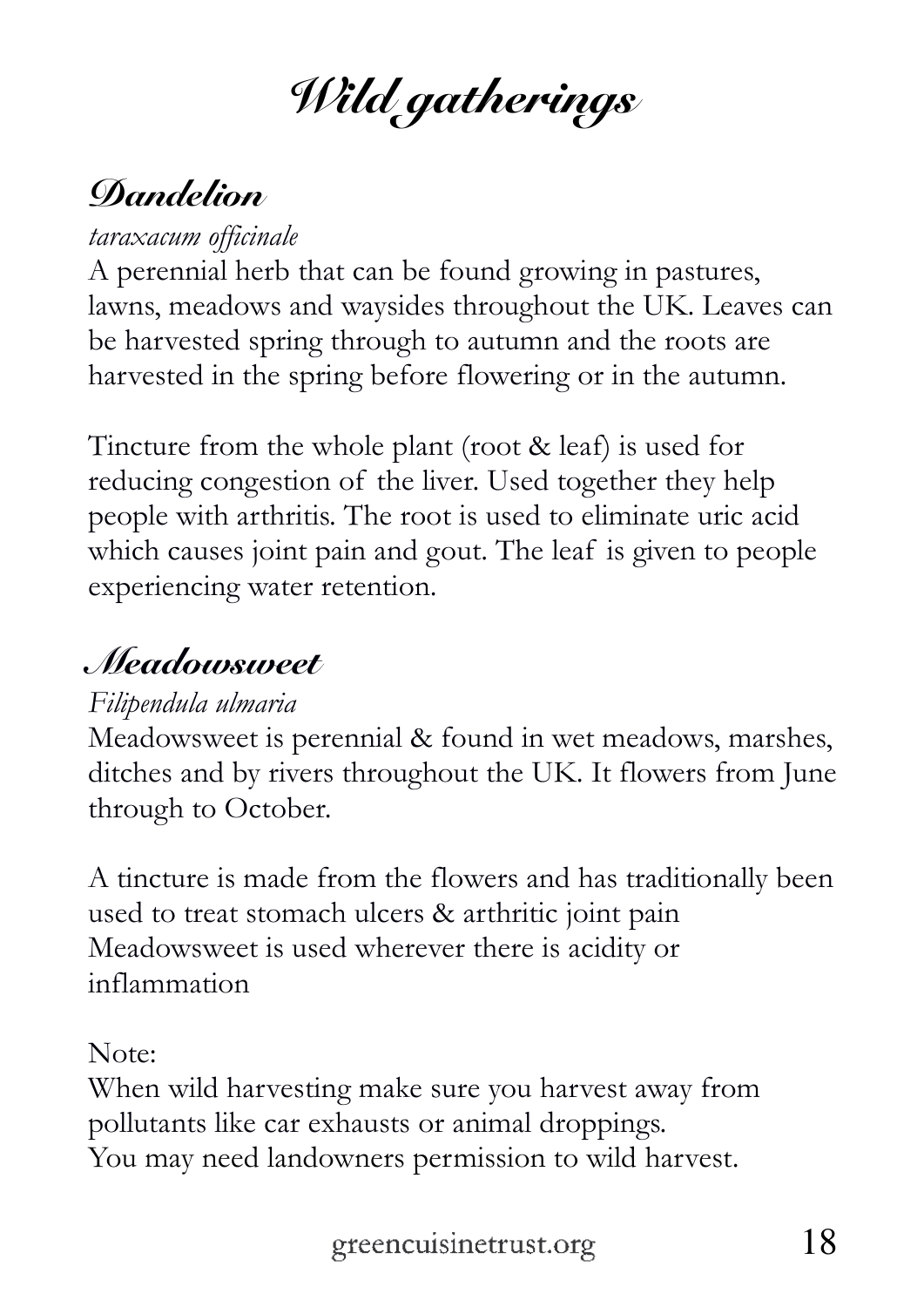# Wild gatherings

## Dandelion

*taraxacum officinale*

A perennial herb that can be found growing in pastures, lawns, meadows and waysides throughout the UK. Leaves can be harvested spring through to autumn and the roots are harvested in the spring before flowering or in the autumn.

Tincture from the whole plant (root & leaf) is used for reducing congestion of the liver. Used together they help people with arthritis. The root is used to eliminate uric acid which causes joint pain and gout. The leaf is given to people experiencing water retention.

## Meadowsweet

*Filipendula ulmaria*

Meadowsweet is perennial & found in wet meadows, marshes, ditches and by rivers throughout the UK. It flowers from June through to October.

A tincture is made from the flowers and has traditionally been used to treat stomach ulcers & arthritic joint pain
Meadowsweet is used wherever there is acidity or inflammation

Note:
When wild harvesting make sure you harvest away from pollutants like car exhausts or animal droppings.
You may need landowners permission to wild harvest.

greencuisinetrust.org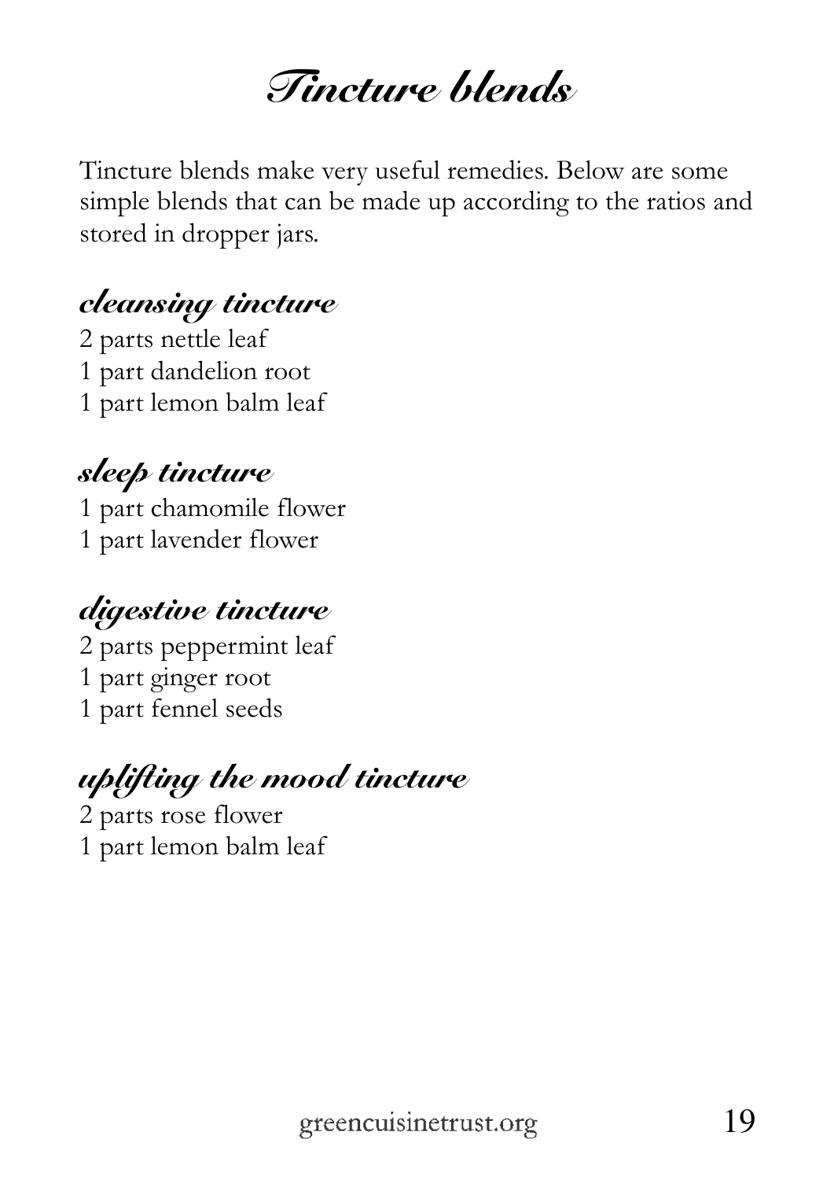# Tincture blends

Tincture blends make very useful remedies. Below are some simple blends that can be made up according to the ratios and stored in dropper jars.

## cleansing tincture

2 parts nettle leaf
1 part dandelion root
1 part lemon balm leaf

## sleep tincture

1 part chamomile flower
1 part lavender flower

## digestive tincture

2 parts peppermint leaf
1 part ginger root
1 part fennel seeds

## uplifting the mood tincture

2 parts rose flower
1 part lemon balm leaf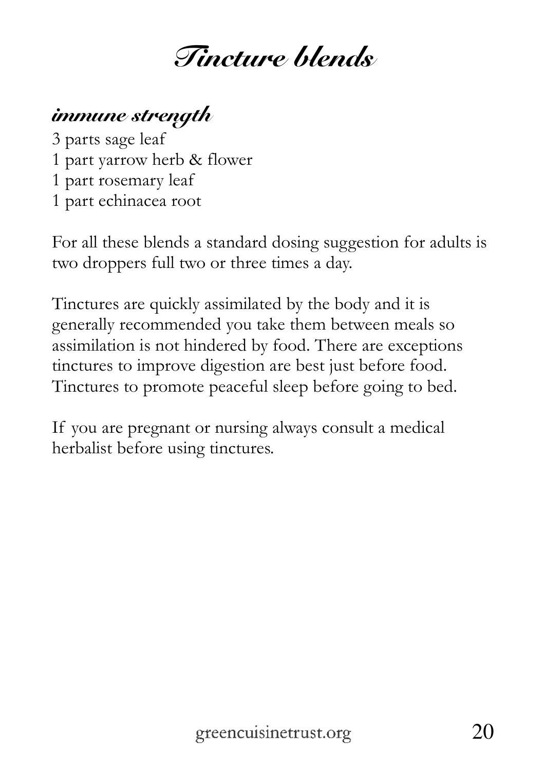# Tincture blends

## *immune strength*

3 parts sage leaf
1 part yarrow herb & flower
1 part rosemary leaf
1 part echinacea root

For all these blends a standard dosing suggestion for adults is two droppers full two or three times a day.

Tinctures are quickly assimilated by the body and it is generally recommended you take them between meals so assimilation is not hindered by food. There are exceptions tinctures to improve digestion are best just before food. Tinctures to promote peaceful sleep before going to bed.

If you are pregnant or nursing always consult a medical herbalist before using tinctures.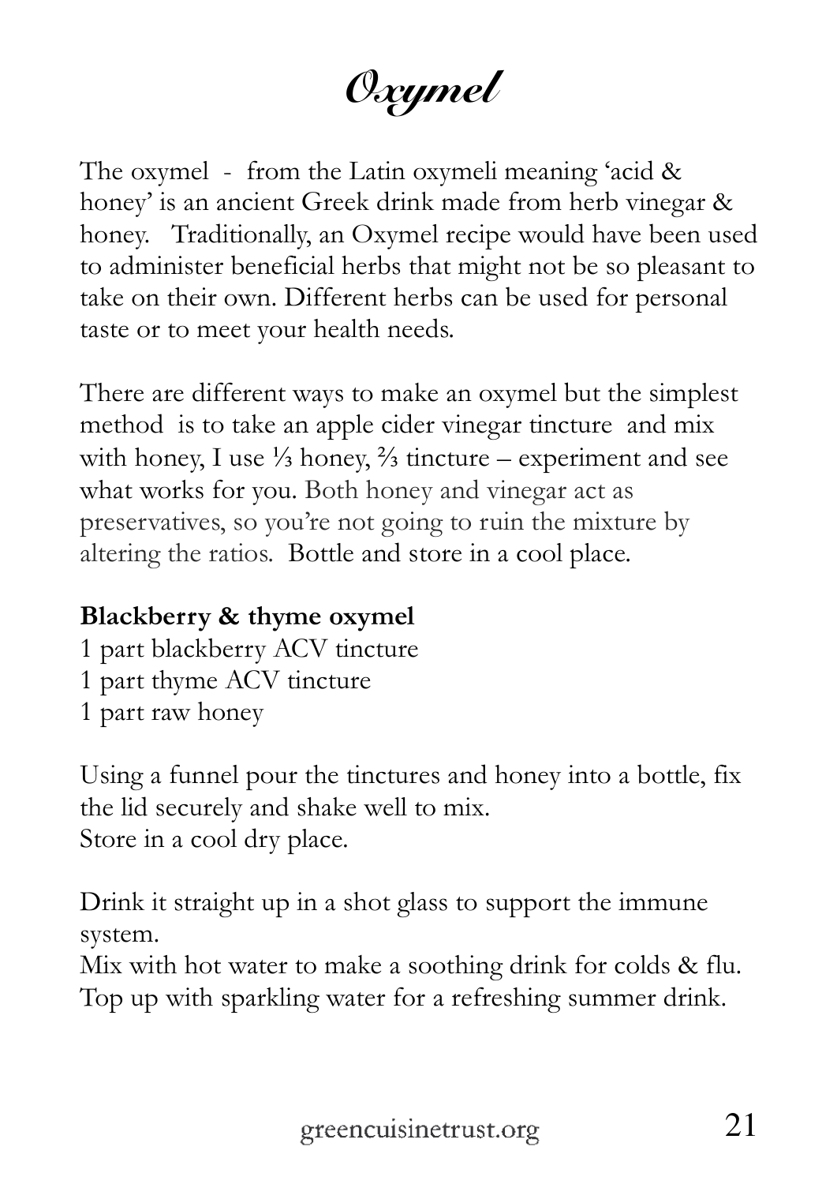# *Oxymel*

The oxymel - from the Latin oxymeli meaning 'acid & honey' is an ancient Greek drink made from herb vinegar & honey. Traditionally, an Oxymel recipe would have been used to administer beneficial herbs that might not be so pleasant to take on their own. Different herbs can be used for personal taste or to meet your health needs.

There are different ways to make an oxymel but the simplest method is to take an apple cider vinegar tincture and mix with honey, I use ⅓ honey, ⅔ tincture – experiment and see what works for you. Both honey and vinegar act as preservatives, so you're not going to ruin the mixture by altering the ratios. Bottle and store in a cool place.

**Blackberry & thyme oxymel**

1 part blackberry ACV tincture
1 part thyme ACV tincture
1 part raw honey

Using a funnel pour the tinctures and honey into a bottle, fix the lid securely and shake well to mix.
Store in a cool dry place.

Drink it straight up in a shot glass to support the immune system.
Mix with hot water to make a soothing drink for colds & flu.
Top up with sparkling water for a refreshing summer drink.

greencuisinetrust.org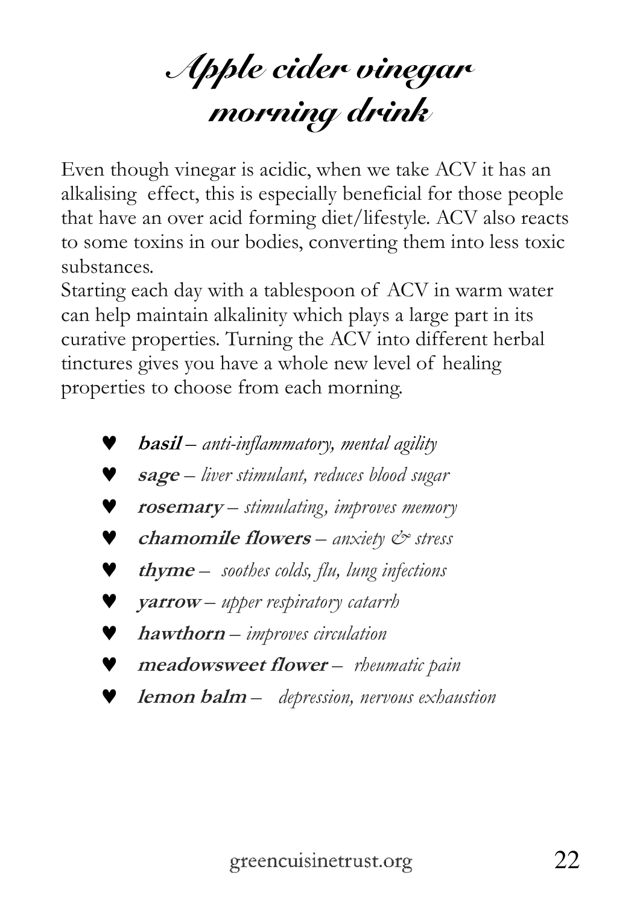# *Apple cider vinegar morning drink*

Even though vinegar is acidic, when we take ACV it has an alkalising effect, this is especially beneficial for those people that have an over acid forming diet/lifestyle. ACV also reacts to some toxins in our bodies, converting them into less toxic substances.

Starting each day with a tablespoon of ACV in warm water can help maintain alkalinity which plays a large part in its curative properties. Turning the ACV into different herbal tinctures gives you have a whole new level of healing properties to choose from each morning.

- ***basil*** – *anti-inflammatory, mental agility*
- ***sage*** – *liver stimulant, reduces blood sugar*
- ***rosemary*** – *stimulating, improves memory*
- ***chamomile flowers*** – *anxiety & stress*
- ***thyme*** – *soothes colds, flu, lung infections*
- ***yarrow*** – *upper respiratory catarrh*
- ***hawthorn*** – *improves circulation*
- ***meadowsweet flower*** – *rheumatic pain*
- ***lemon balm*** – *depression, nervous exhaustion*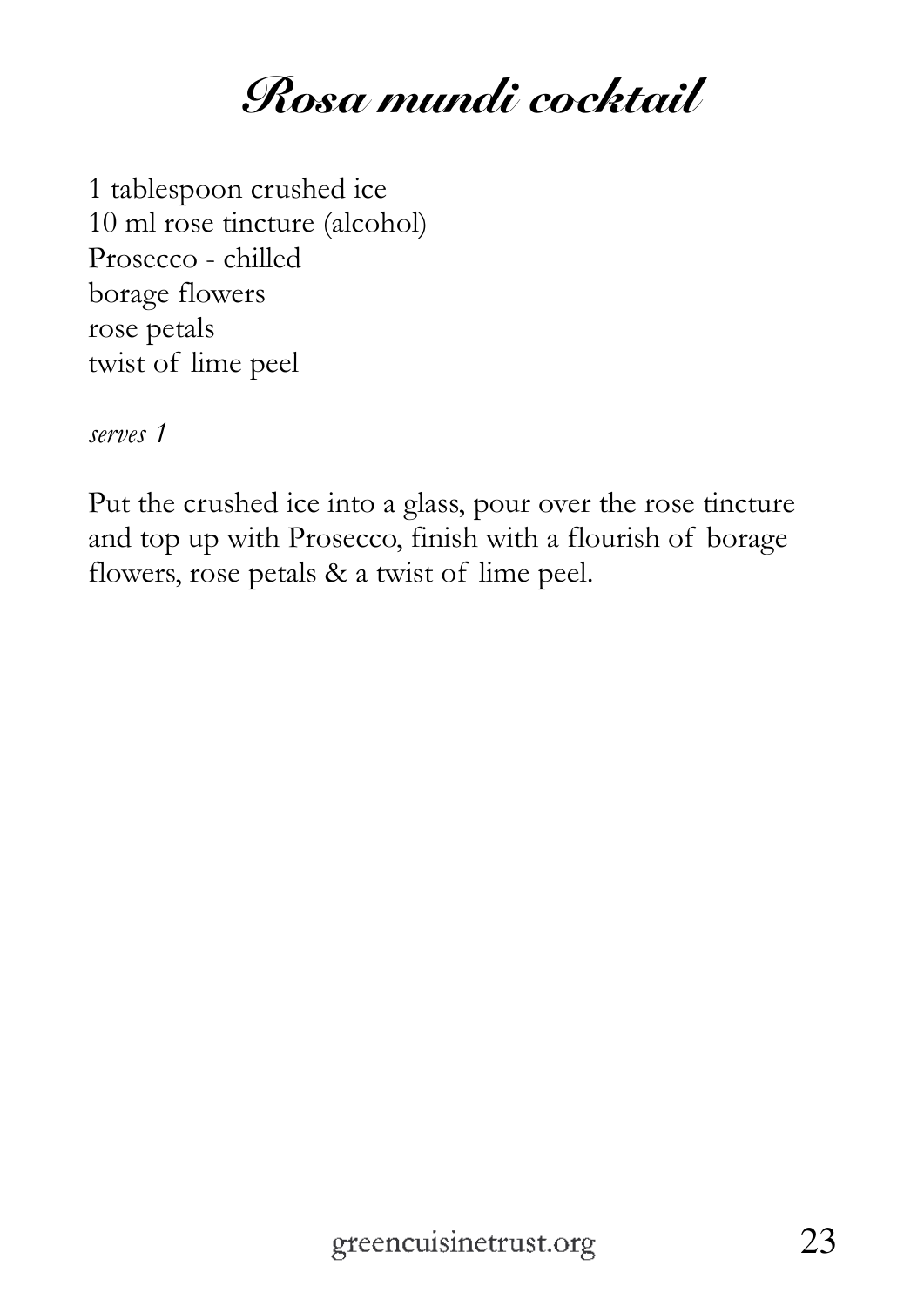# *Rosa mundi cocktail*

1 tablespoon crushed ice
10 ml rose tincture (alcohol)
Prosecco - chilled
borage flowers
rose petals
twist of lime peel

*serves 1*

Put the crushed ice into a glass, pour over the rose tincture and top up with Prosecco, finish with a flourish of borage flowers, rose petals & a twist of lime peel.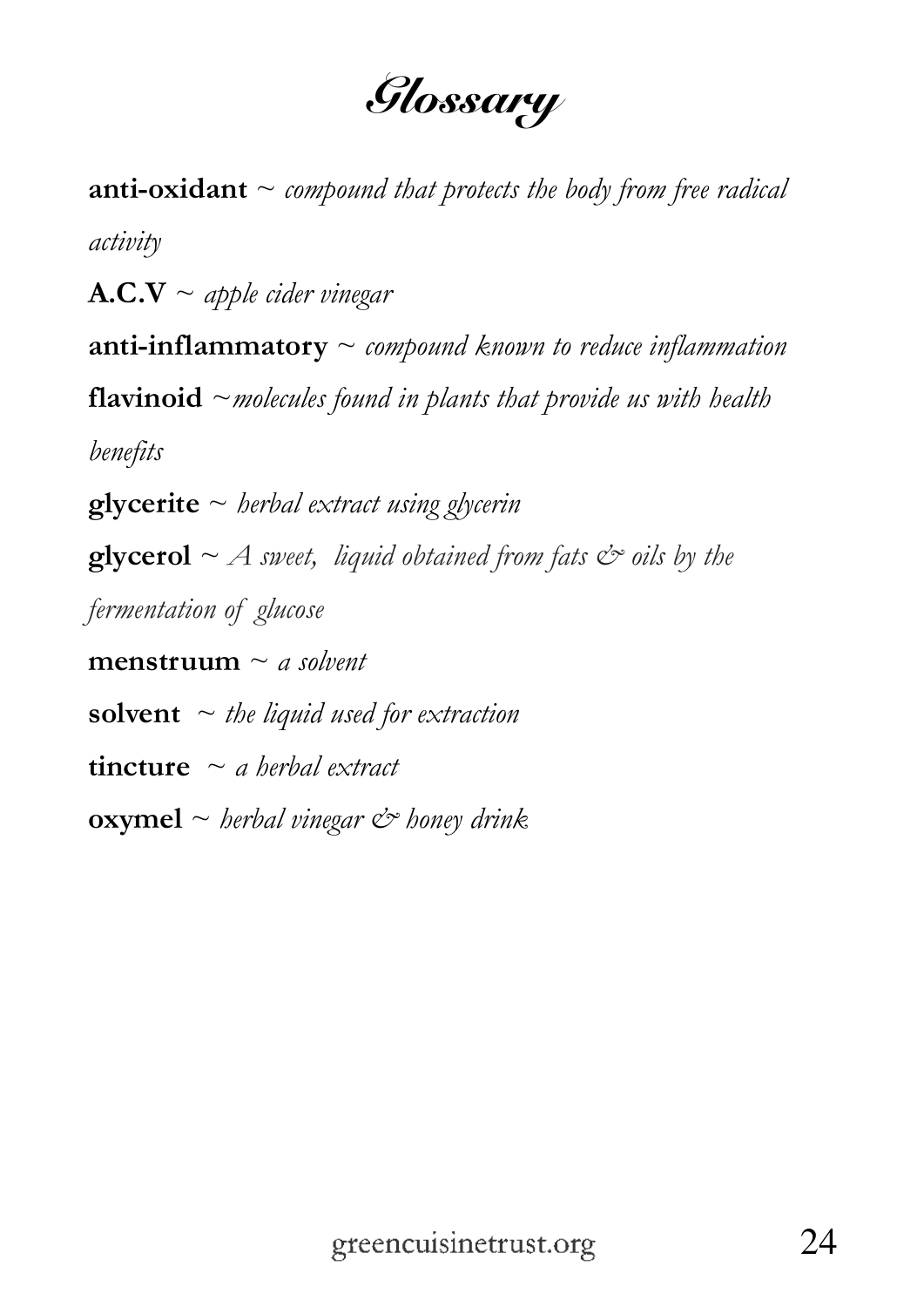# *Glossary*

**anti-oxidant** ~ *compound that protects the body from free radical activity*

**A.C.V** ~ *apple cider vinegar*

**anti-inflammatory** ~ *compound known to reduce inflammation*

**flavinoid** ~*molecules found in plants that provide us with health benefits*

**glycerite** ~ *herbal extract using glycerin*

**glycerol** ~ *A sweet, liquid obtained from fats & oils by the fermentation of glucose*

**menstruum** ~ *a solvent*

**solvent** ~ *the liquid used for extraction*

**tincture** ~ *a herbal extract*

**oxymel** ~ *herbal vinegar & honey drink*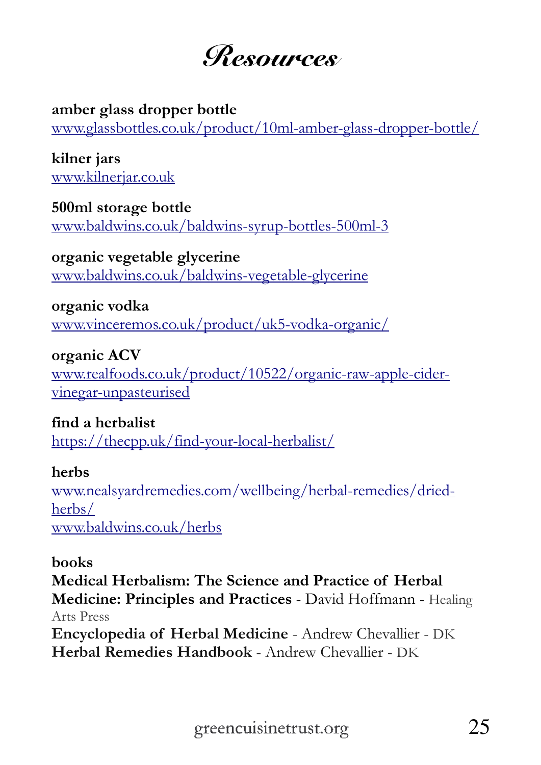# Resources

**amber glass dropper bottle**
www.glassbottles.co.uk/product/10ml-amber-glass-dropper-bottle/

**kilner jars**
www.kilnerjar.co.uk

**500ml storage bottle**
www.baldwins.co.uk/baldwins-syrup-bottles-500ml-3

**organic vegetable glycerine**
www.baldwins.co.uk/baldwins-vegetable-glycerine

**organic vodka**
www.vinceremos.co.uk/product/uk5-vodka-organic/

**organic ACV**
www.realfoods.co.uk/product/10522/organic-raw-apple-cider-vinegar-unpasteurised

**find a herbalist**
https://thecpp.uk/find-your-local-herbalist/

**herbs**
www.nealsyardremedies.com/wellbeing/herbal-remedies/dried-herbs/
www.baldwins.co.uk/herbs

**books**
**Medical Herbalism: The Science and Practice of Herbal Medicine: Principles and Practices** - David Hoffmann - Healing Arts Press
**Encyclopedia of Herbal Medicine** - Andrew Chevallier - DK
**Herbal Remedies Handbook** - Andrew Chevallier - DK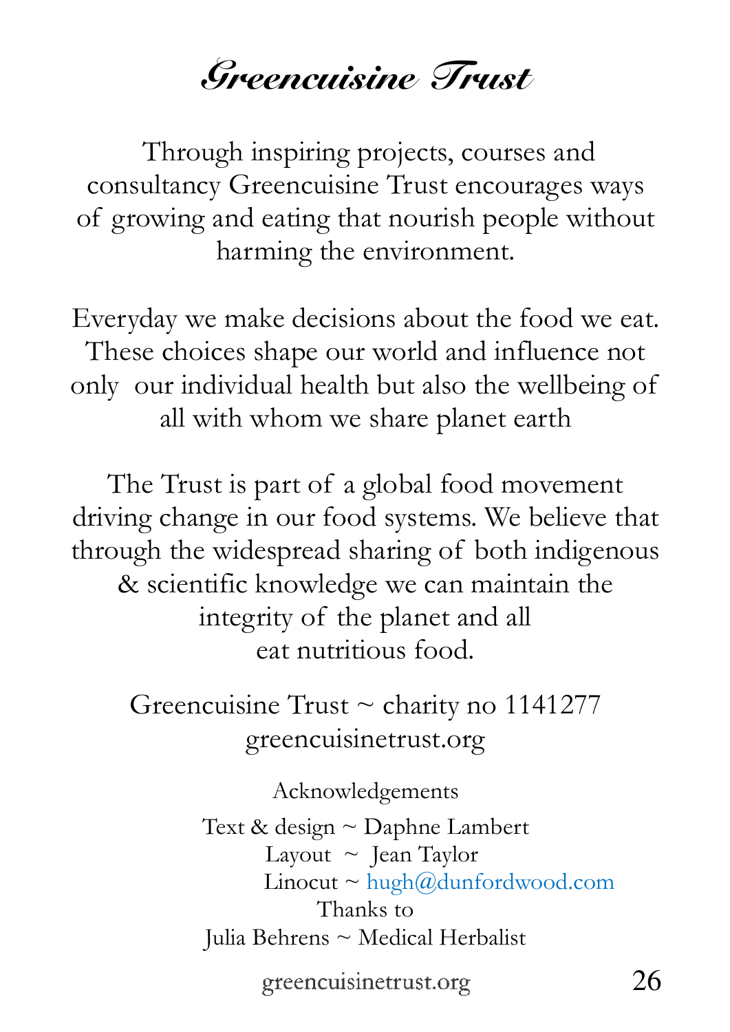# *Greencuisine Trust*

Through inspiring projects, courses and consultancy Greencuisine Trust encourages ways of growing and eating that nourish people without harming the environment.

Everyday we make decisions about the food we eat. These choices shape our world and influence not only our individual health but also the wellbeing of all with whom we share planet earth

The Trust is part of a global food movement driving change in our food systems. We believe that through the widespread sharing of both indigenous & scientific knowledge we can maintain the integrity of the planet and all eat nutritious food.

Greencuisine Trust ~ charity no 1141277
greencuisinetrust.org

Acknowledgements

Text & design ~ Daphne Lambert
Layout ~ Jean Taylor
Linocut ~ hugh@dunfordwood.com
Thanks to
Julia Behrens ~ Medical Herbalist